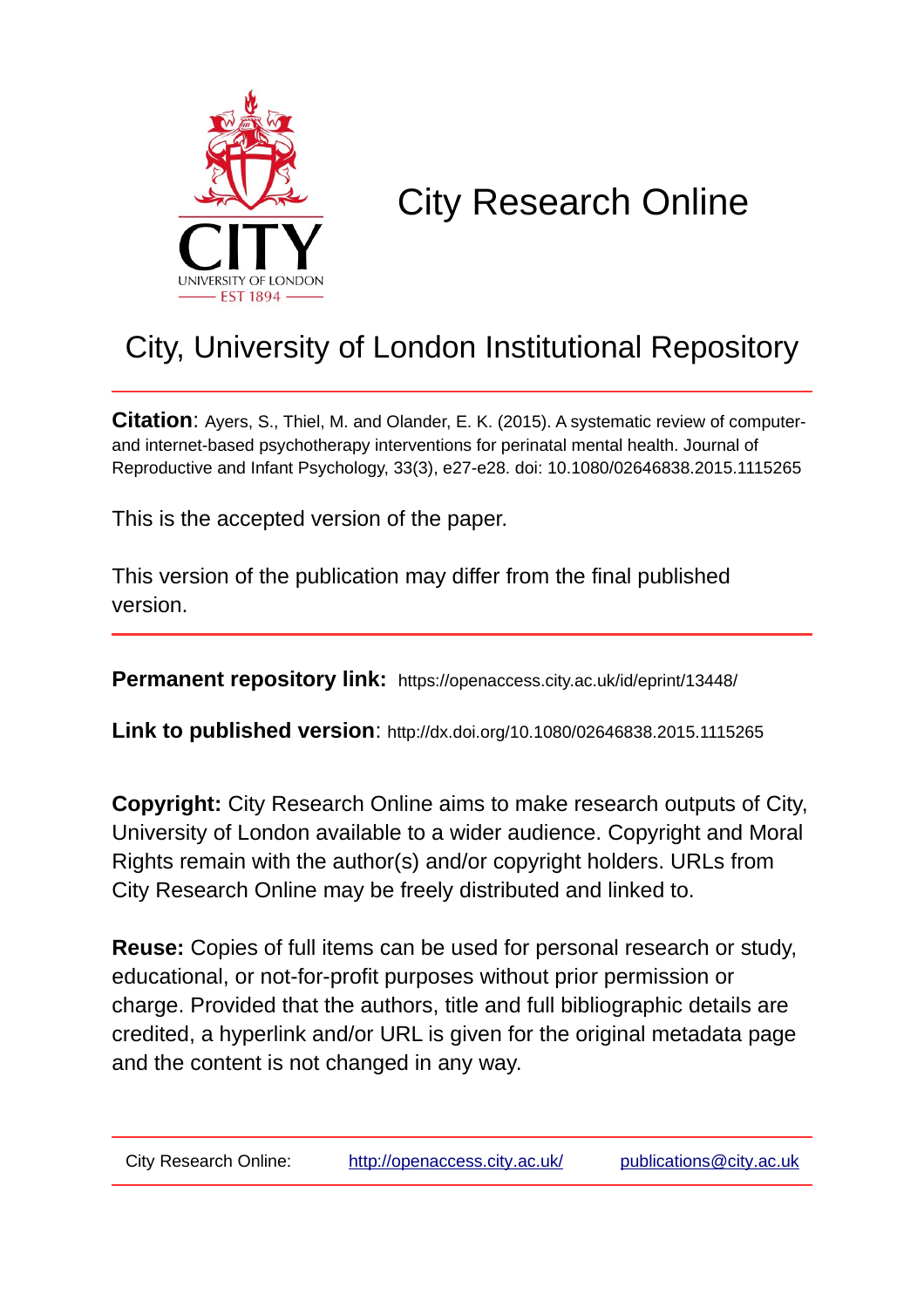# City Research Online

## City, University of London Institutional Repository

**Citation**: Ayers, S., Thiel, M. and Olander, E. K. (2015). A systematic review of computer- and internet-based psychotherapy interventions for perinatal mental health. Journal of Reproductive and Infant Psychology, 33(3), e27-e28. doi: 10.1080/02646838.2015.1115265

This is the accepted version of the paper.

This version of the publication may differ from the final published version.

**Permanent repository link:** https://openaccess.city.ac.uk/id/eprint/13448/

**Link to published version**: http://dx.doi.org/10.1080/02646838.2015.1115265

**Copyright:** City Research Online aims to make research outputs of City, University of London available to a wider audience. Copyright and Moral Rights remain with the author(s) and/or copyright holders. URLs from City Research Online may be freely distributed and linked to.

**Reuse:** Copies of full items can be used for personal research or study, educational, or not-for-profit purposes without prior permission or charge. Provided that the authors, title and full bibliographic details are credited, a hyperlink and/or URL is given for the original metadata page and the content is not changed in any way.

City Research Online: http://openaccess.city.ac.uk/ publications@city.ac.uk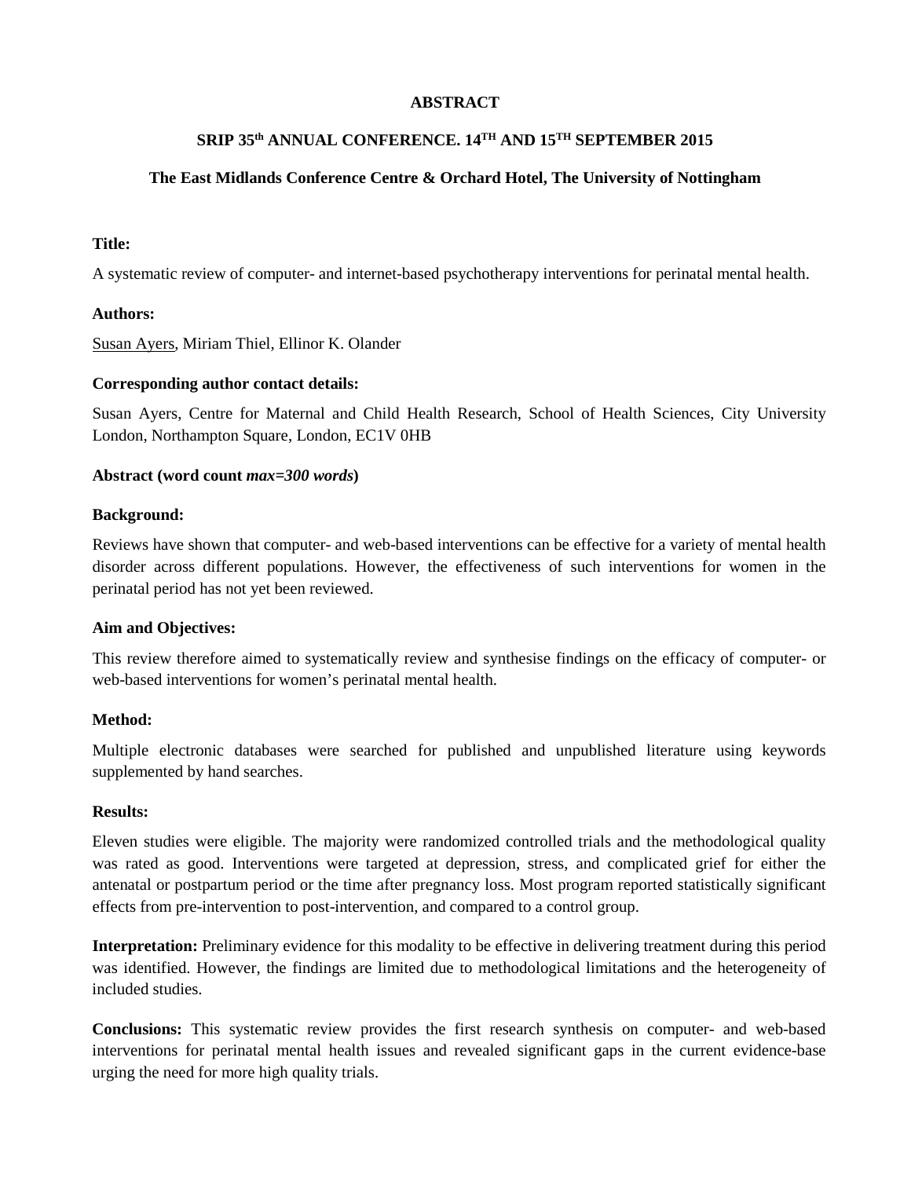**ABSTRACT**

**SRIP 35th ANNUAL CONFERENCE. 14TH AND 15TH SEPTEMBER 2015**

**The East Midlands Conference Centre & Orchard Hotel, The University of Nottingham**

**Title:**

A systematic review of computer- and internet-based psychotherapy interventions for perinatal mental health.

**Authors:**

Susan Ayers, Miriam Thiel, Ellinor K. Olander

**Corresponding author contact details:**

Susan Ayers, Centre for Maternal and Child Health Research, School of Health Sciences, City University London, Northampton Square, London, EC1V 0HB

**Abstract (word count *max=300 words*)**

**Background:**

Reviews have shown that computer- and web-based interventions can be effective for a variety of mental health disorder across different populations. However, the effectiveness of such interventions for women in the perinatal period has not yet been reviewed.

**Aim and Objectives:**

This review therefore aimed to systematically review and synthesise findings on the efficacy of computer- or web-based interventions for women's perinatal mental health.

**Method:**

Multiple electronic databases were searched for published and unpublished literature using keywords supplemented by hand searches.

**Results:**

Eleven studies were eligible. The majority were randomized controlled trials and the methodological quality was rated as good. Interventions were targeted at depression, stress, and complicated grief for either the antenatal or postpartum period or the time after pregnancy loss. Most program reported statistically significant effects from pre-intervention to post-intervention, and compared to a control group.

**Interpretation:** Preliminary evidence for this modality to be effective in delivering treatment during this period was identified. However, the findings are limited due to methodological limitations and the heterogeneity of included studies.

**Conclusions:** This systematic review provides the first research synthesis on computer- and web-based interventions for perinatal mental health issues and revealed significant gaps in the current evidence-base urging the need for more high quality trials.